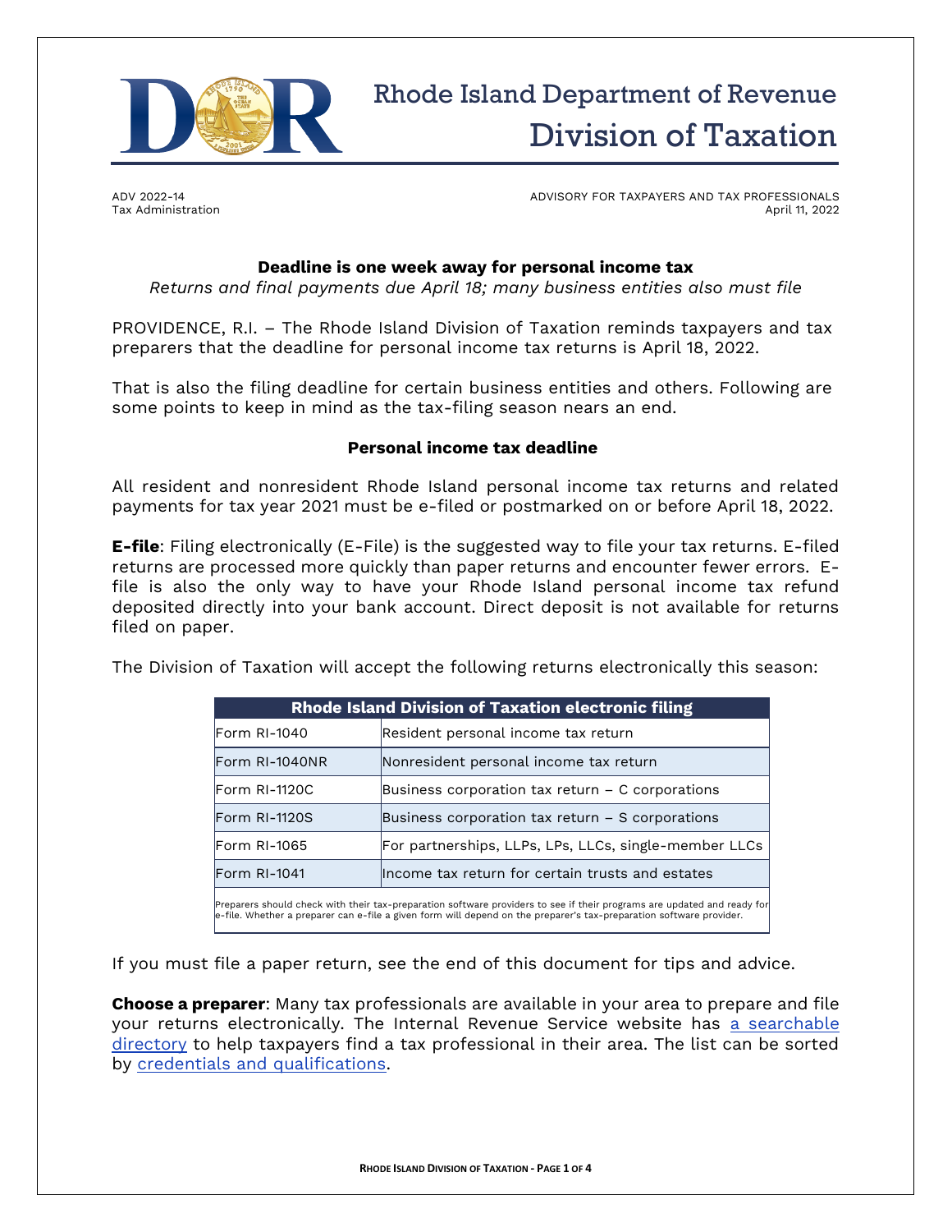# Rhode Island Department of Revenue
## Division of Taxation

ADV 2022-14
Tax Administration

ADVISORY FOR TAXPAYERS AND TAX PROFESSIONALS
April 11, 2022

### Deadline is one week away for personal income tax

*Returns and final payments due April 18; many business entities also must file*

PROVIDENCE, R.I. – The Rhode Island Division of Taxation reminds taxpayers and tax preparers that the deadline for personal income tax returns is April 18, 2022.

That is also the filing deadline for certain business entities and others. Following are some points to keep in mind as the tax-filing season nears an end.

### Personal income tax deadline

All resident and nonresident Rhode Island personal income tax returns and related payments for tax year 2021 must be e-filed or postmarked on or before April 18, 2022.

**E-file**: Filing electronically (E-File) is the suggested way to file your tax returns. E-filed returns are processed more quickly than paper returns and encounter fewer errors. E-file is also the only way to have your Rhode Island personal income tax refund deposited directly into your bank account. Direct deposit is not available for returns filed on paper.

The Division of Taxation will accept the following returns electronically this season:

| Rhode Island Division of Taxation electronic filing | |
|---|---|
| Form RI-1040 | Resident personal income tax return |
| Form RI-1040NR | Nonresident personal income tax return |
| Form RI-1120C | Business corporation tax return – C corporations |
| Form RI-1120S | Business corporation tax return – S corporations |
| Form RI-1065 | For partnerships, LLPs, LPs, LLCs, single-member LLCs |
| Form RI-1041 | Income tax return for certain trusts and estates |
| Preparers should check with their tax-preparation software providers to see if their programs are updated and ready for e-file. Whether a preparer can e-file a given form will depend on the preparer's tax-preparation software provider. | |

If you must file a paper return, see the end of this document for tips and advice.

**Choose a preparer**: Many tax professionals are available in your area to prepare and file your returns electronically. The Internal Revenue Service website has a searchable directory to help taxpayers find a tax professional in their area. The list can be sorted by credentials and qualifications.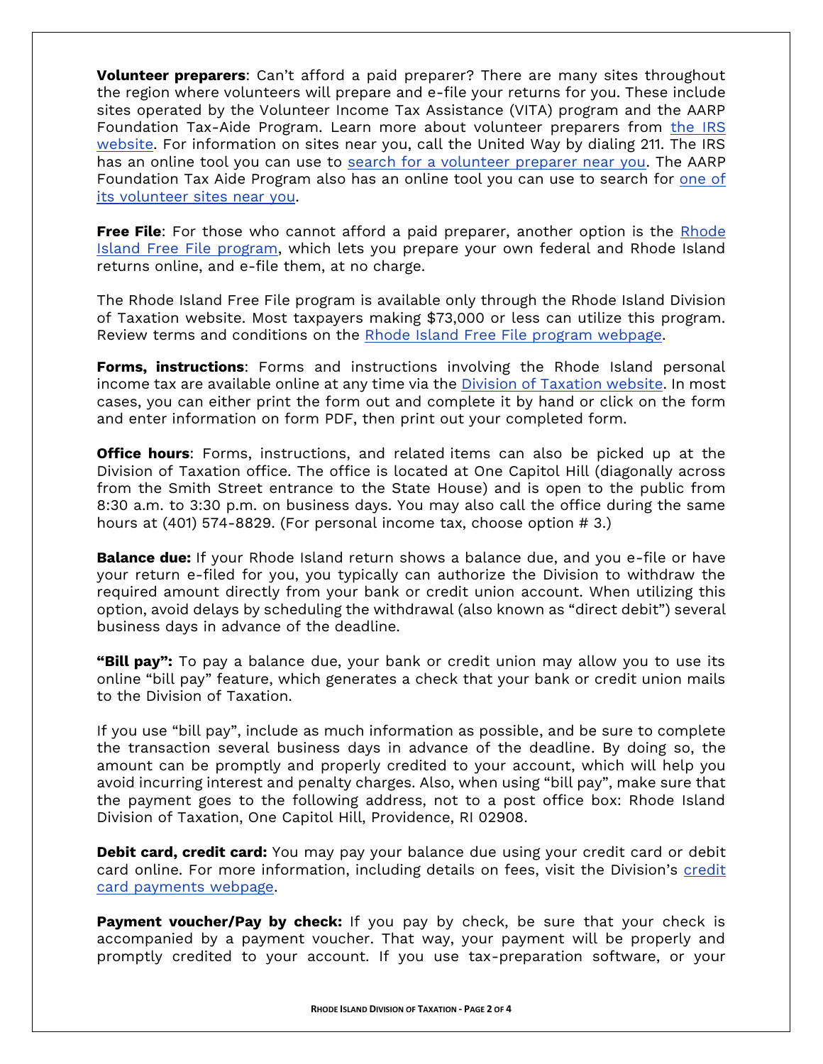**Volunteer preparers**: Can't afford a paid preparer? There are many sites throughout the region where volunteers will prepare and e-file your returns for you. These include sites operated by the Volunteer Income Tax Assistance (VITA) program and the AARP Foundation Tax-Aide Program. Learn more about volunteer preparers from the IRS website. For information on sites near you, call the United Way by dialing 211. The IRS has an online tool you can use to search for a volunteer preparer near you. The AARP Foundation Tax Aide Program also has an online tool you can use to search for one of its volunteer sites near you.

**Free File**: For those who cannot afford a paid preparer, another option is the Rhode Island Free File program, which lets you prepare your own federal and Rhode Island returns online, and e-file them, at no charge.

The Rhode Island Free File program is available only through the Rhode Island Division of Taxation website. Most taxpayers making $73,000 or less can utilize this program. Review terms and conditions on the Rhode Island Free File program webpage.

**Forms, instructions**: Forms and instructions involving the Rhode Island personal income tax are available online at any time via the Division of Taxation website. In most cases, you can either print the form out and complete it by hand or click on the form and enter information on form PDF, then print out your completed form.

**Office hours**: Forms, instructions, and related items can also be picked up at the Division of Taxation office. The office is located at One Capitol Hill (diagonally across from the Smith Street entrance to the State House) and is open to the public from 8:30 a.m. to 3:30 p.m. on business days. You may also call the office during the same hours at (401) 574-8829. (For personal income tax, choose option # 3.)

**Balance due:** If your Rhode Island return shows a balance due, and you e-file or have your return e-filed for you, you typically can authorize the Division to withdraw the required amount directly from your bank or credit union account. When utilizing this option, avoid delays by scheduling the withdrawal (also known as "direct debit") several business days in advance of the deadline.

**"Bill pay":** To pay a balance due, your bank or credit union may allow you to use its online "bill pay" feature, which generates a check that your bank or credit union mails to the Division of Taxation.

If you use "bill pay", include as much information as possible, and be sure to complete the transaction several business days in advance of the deadline. By doing so, the amount can be promptly and properly credited to your account, which will help you avoid incurring interest and penalty charges. Also, when using "bill pay", make sure that the payment goes to the following address, not to a post office box: Rhode Island Division of Taxation, One Capitol Hill, Providence, RI 02908.

**Debit card, credit card:** You may pay your balance due using your credit card or debit card online. For more information, including details on fees, visit the Division's credit card payments webpage.

**Payment voucher/Pay by check:** If you pay by check, be sure that your check is accompanied by a payment voucher. That way, your payment will be properly and promptly credited to your account. If you use tax-preparation software, or your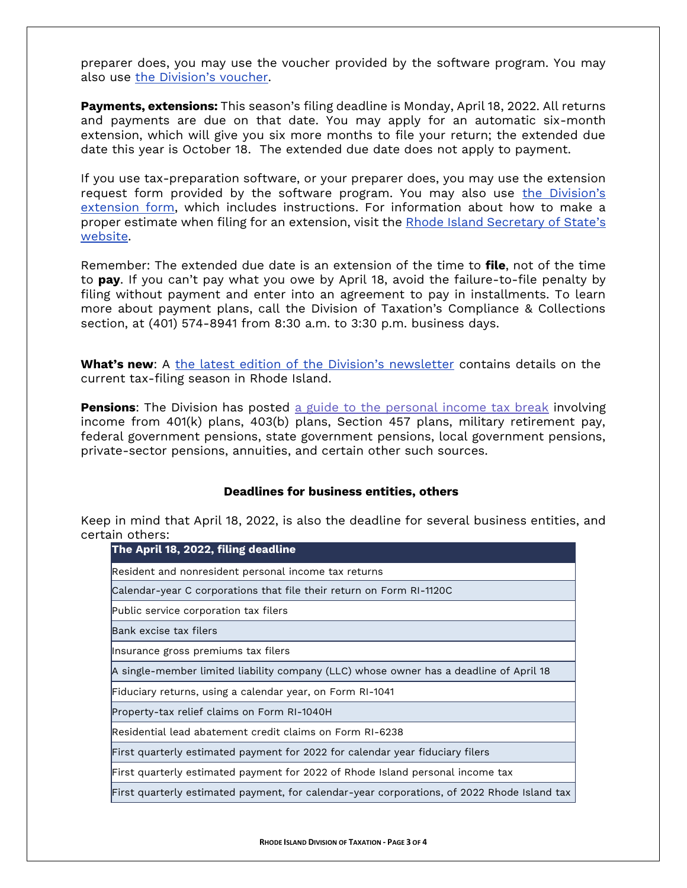preparer does, you may use the voucher provided by the software program. You may also use the Division's voucher.

**Payments, extensions:** This season's filing deadline is Monday, April 18, 2022. All returns and payments are due on that date. You may apply for an automatic six-month extension, which will give you six more months to file your return; the extended due date this year is October 18. The extended due date does not apply to payment.

If you use tax-preparation software, or your preparer does, you may use the extension request form provided by the software program. You may also use the Division's extension form, which includes instructions. For information about how to make a proper estimate when filing for an extension, visit the Rhode Island Secretary of State's website.

Remember: The extended due date is an extension of the time to **file**, not of the time to **pay**. If you can't pay what you owe by April 18, avoid the failure-to-file penalty by filing without payment and enter into an agreement to pay in installments. To learn more about payment plans, call the Division of Taxation's Compliance & Collections section, at (401) 574-8941 from 8:30 a.m. to 3:30 p.m. business days.

**What's new**: A the latest edition of the Division's newsletter contains details on the current tax-filing season in Rhode Island.

**Pensions**: The Division has posted a guide to the personal income tax break involving income from 401(k) plans, 403(b) plans, Section 457 plans, military retirement pay, federal government pensions, state government pensions, local government pensions, private-sector pensions, annuities, and certain other such sources.

### Deadlines for business entities, others

Keep in mind that April 18, 2022, is also the deadline for several business entities, and certain others:

| The April 18, 2022, filing deadline |
|---|
| Resident and nonresident personal income tax returns |
| Calendar-year C corporations that file their return on Form RI-1120C |
| Public service corporation tax filers |
| Bank excise tax filers |
| Insurance gross premiums tax filers |
| A single-member limited liability company (LLC) whose owner has a deadline of April 18 |
| Fiduciary returns, using a calendar year, on Form RI-1041 |
| Property-tax relief claims on Form RI-1040H |
| Residential lead abatement credit claims on Form RI-6238 |
| First quarterly estimated payment for 2022 for calendar year fiduciary filers |
| First quarterly estimated payment for 2022 of Rhode Island personal income tax |
| First quarterly estimated payment, for calendar-year corporations, of 2022 Rhode Island tax |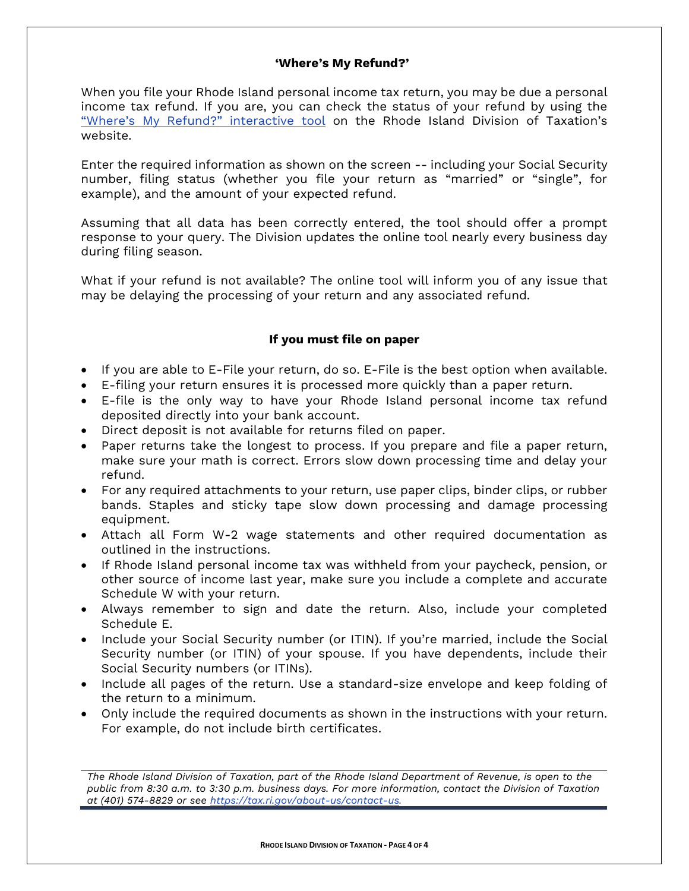## 'Where's My Refund?'

When you file your Rhode Island personal income tax return, you may be due a personal income tax refund. If you are, you can check the status of your refund by using the "Where's My Refund?" interactive tool on the Rhode Island Division of Taxation's website.

Enter the required information as shown on the screen -- including your Social Security number, filing status (whether you file your return as "married" or "single", for example), and the amount of your expected refund.

Assuming that all data has been correctly entered, the tool should offer a prompt response to your query. The Division updates the online tool nearly every business day during filing season.

What if your refund is not available? The online tool will inform you of any issue that may be delaying the processing of your return and any associated refund.

## If you must file on paper

- If you are able to E-File your return, do so. E-File is the best option when available.
- E-filing your return ensures it is processed more quickly than a paper return.
- E-file is the only way to have your Rhode Island personal income tax refund deposited directly into your bank account.
- Direct deposit is not available for returns filed on paper.
- Paper returns take the longest to process. If you prepare and file a paper return, make sure your math is correct. Errors slow down processing time and delay your refund.
- For any required attachments to your return, use paper clips, binder clips, or rubber bands. Staples and sticky tape slow down processing and damage processing equipment.
- Attach all Form W-2 wage statements and other required documentation as outlined in the instructions.
- If Rhode Island personal income tax was withheld from your paycheck, pension, or other source of income last year, make sure you include a complete and accurate Schedule W with your return.
- Always remember to sign and date the return. Also, include your completed Schedule E.
- Include your Social Security number (or ITIN). If you're married, include the Social Security number (or ITIN) of your spouse. If you have dependents, include their Social Security numbers (or ITINs).
- Include all pages of the return. Use a standard-size envelope and keep folding of the return to a minimum.
- Only include the required documents as shown in the instructions with your return. For example, do not include birth certificates.

*The Rhode Island Division of Taxation, part of the Rhode Island Department of Revenue, is open to the public from 8:30 a.m. to 3:30 p.m. business days. For more information, contact the Division of Taxation at (401) 574-8829 or see https://tax.ri.gov/about-us/contact-us.*